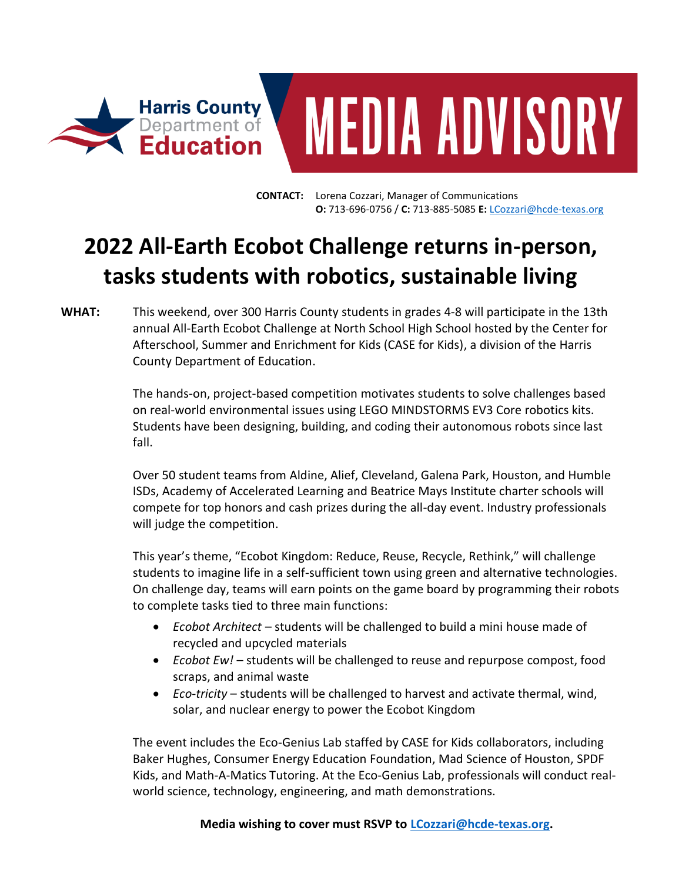Harris County Department of Education

# MEDIA ADVISORY

**CONTACT:** Lorena Cozzari, Manager of Communications
**O:** 713-696-0756 / **C:** 713-885-5085 **E:** LCozzari@hcde-texas.org

# 2022 All-Earth Ecobot Challenge returns in-person, tasks students with robotics, sustainable living

**WHAT:** This weekend, over 300 Harris County students in grades 4-8 will participate in the 13th annual All-Earth Ecobot Challenge at North School High School hosted by the Center for Afterschool, Summer and Enrichment for Kids (CASE for Kids), a division of the Harris County Department of Education.

The hands-on, project-based competition motivates students to solve challenges based on real-world environmental issues using LEGO MINDSTORMS EV3 Core robotics kits. Students have been designing, building, and coding their autonomous robots since last fall.

Over 50 student teams from Aldine, Alief, Cleveland, Galena Park, Houston, and Humble ISDs, Academy of Accelerated Learning and Beatrice Mays Institute charter schools will compete for top honors and cash prizes during the all-day event. Industry professionals will judge the competition.

This year's theme, "Ecobot Kingdom: Reduce, Reuse, Recycle, Rethink," will challenge students to imagine life in a self-sufficient town using green and alternative technologies. On challenge day, teams will earn points on the game board by programming their robots to complete tasks tied to three main functions:

- *Ecobot Architect* – students will be challenged to build a mini house made of recycled and upcycled materials
- *Ecobot Ew!* – students will be challenged to reuse and repurpose compost, food scraps, and animal waste
- *Eco-tricity* – students will be challenged to harvest and activate thermal, wind, solar, and nuclear energy to power the Ecobot Kingdom

The event includes the Eco-Genius Lab staffed by CASE for Kids collaborators, including Baker Hughes, Consumer Energy Education Foundation, Mad Science of Houston, SPDF Kids, and Math-A-Matics Tutoring. At the Eco-Genius Lab, professionals will conduct real-world science, technology, engineering, and math demonstrations.

**Media wishing to cover must RSVP to LCozzari@hcde-texas.org.**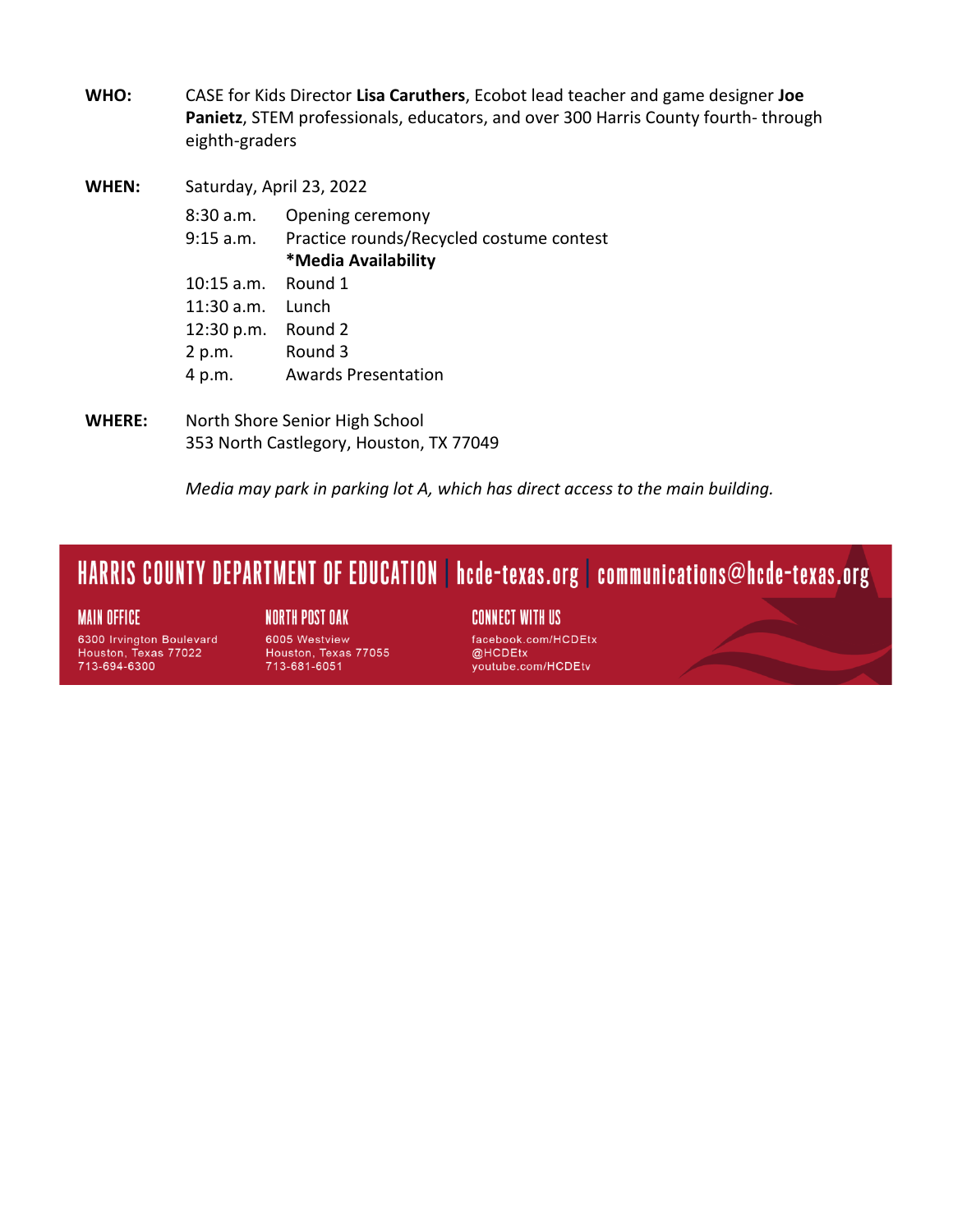**WHO:** CASE for Kids Director **Lisa Caruthers**, Ecobot lead teacher and game designer **Joe Panietz**, STEM professionals, educators, and over 300 Harris County fourth- through eighth-graders

**WHEN:** Saturday, April 23, 2022

| | |
|---|---|
| 8:30 a.m. | Opening ceremony |
| 9:15 a.m. | Practice rounds/Recycled costume contest **\*Media Availability** |
| 10:15 a.m. | Round 1 |
| 11:30 a.m. | Lunch |
| 12:30 p.m. | Round 2 |
| 2 p.m. | Round 3 |
| 4 p.m. | Awards Presentation |

**WHERE:** North Shore Senior High School
353 North Castlegory, Houston, TX 77049

*Media may park in parking lot A, which has direct access to the main building.*

HARRIS COUNTY DEPARTMENT OF EDUCATION | hcde-texas.org | communications@hcde-texas.org

MAIN OFFICE
6300 Irvington Boulevard
Houston, Texas 77022
713-694-6300

NORTH POST OAK
6005 Westview
Houston, Texas 77055
713-681-6051

CONNECT WITH US
facebook.com/HCDEtx
@HCDEtx
youtube.com/HCDEtv